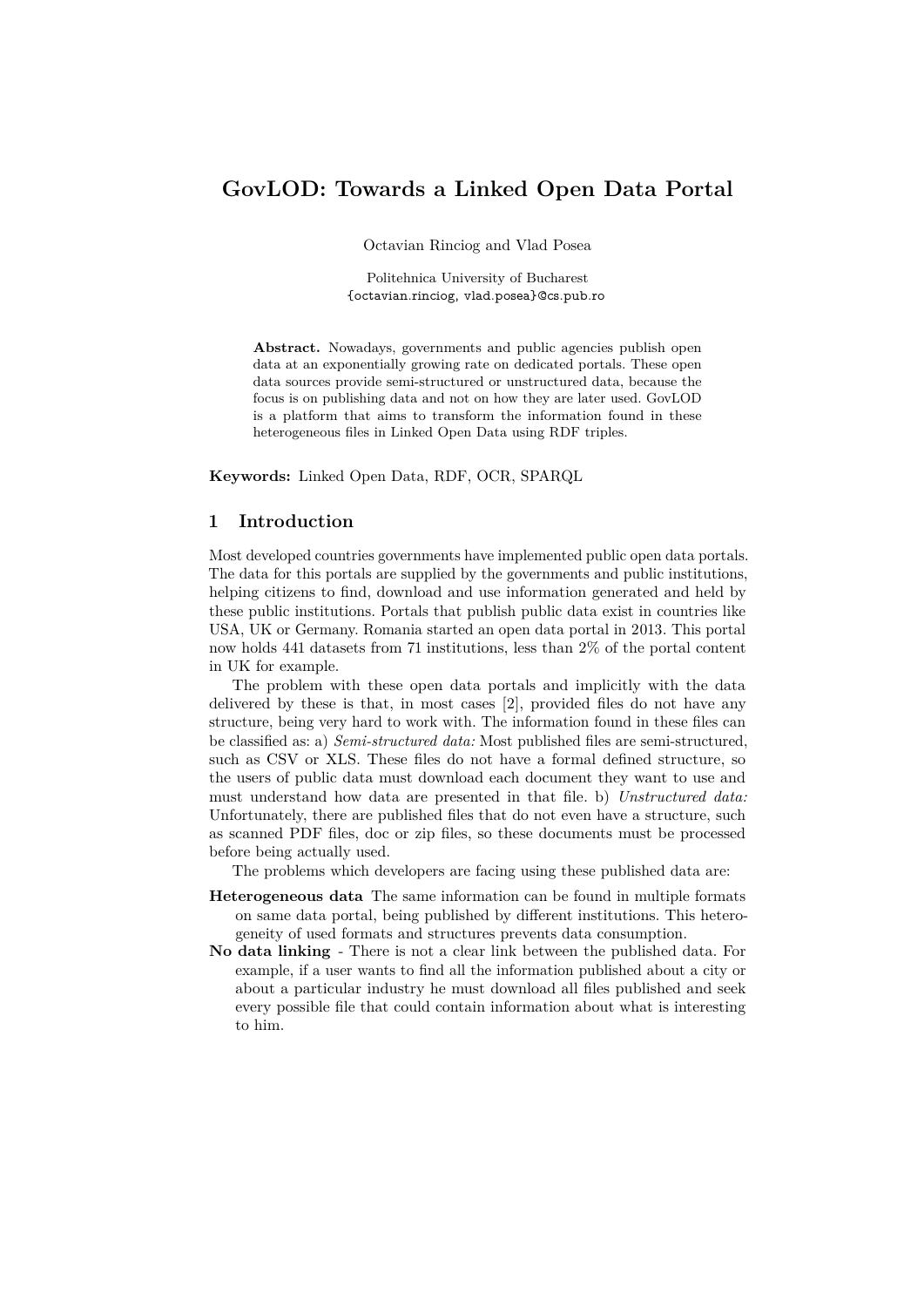# GovLOD: Towards a Linked Open Data Portal

Octavian Rinciog and Vlad Posea

Politehnica University of Bucharest
{octavian.rinciog, vlad.posea}@cs.pub.ro

**Abstract.** Nowadays, governments and public agencies publish open data at an exponentially growing rate on dedicated portals. These open data sources provide semi-structured or unstructured data, because the focus is on publishing data and not on how they are later used. GovLOD is a platform that aims to transform the information found in these heterogeneous files in Linked Open Data using RDF triples.

**Keywords:** Linked Open Data, RDF, OCR, SPARQL

## 1 Introduction

Most developed countries governments have implemented public open data portals. The data for this portals are supplied by the governments and public institutions, helping citizens to find, download and use information generated and held by these public institutions. Portals that publish public data exist in countries like USA, UK or Germany. Romania started an open data portal in 2013. This portal now holds 441 datasets from 71 institutions, less than 2% of the portal content in UK for example.

The problem with these open data portals and implicitly with the data delivered by these is that, in most cases [2], provided files do not have any structure, being very hard to work with. The information found in these files can be classified as: a) *Semi-structured data:* Most published files are semi-structured, such as CSV or XLS. These files do not have a formal defined structure, so the users of public data must download each document they want to use and must understand how data are presented in that file. b) *Unstructured data:* Unfortunately, there are published files that do not even have a structure, such as scanned PDF files, doc or zip files, so these documents must be processed before being actually used.

The problems which developers are facing using these published data are:

**Heterogeneous data** The same information can be found in multiple formats on same data portal, being published by different institutions. This heterogeneity of used formats and structures prevents data consumption.

**No data linking** - There is not a clear link between the published data. For example, if a user wants to find all the information published about a city or about a particular industry he must download all files published and seek every possible file that could contain information about what is interesting to him.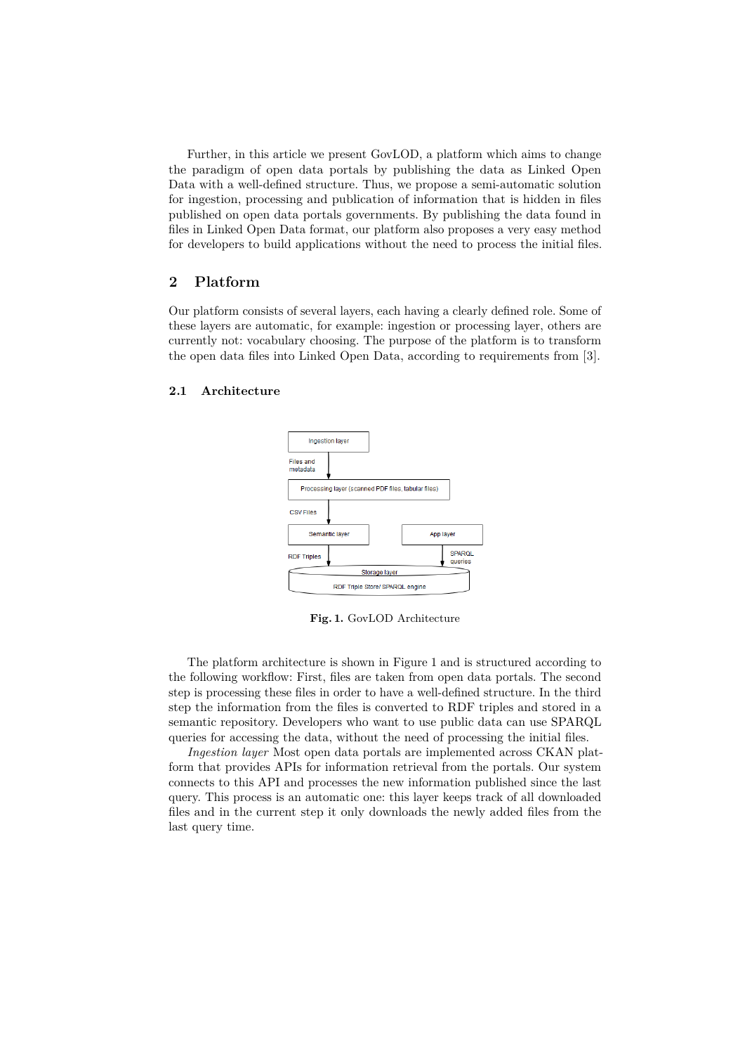Further, in this article we present GovLOD, a platform which aims to change the paradigm of open data portals by publishing the data as Linked Open Data with a well-defined structure. Thus, we propose a semi-automatic solution for ingestion, processing and publication of information that is hidden in files published on open data portals governments. By publishing the data found in files in Linked Open Data format, our platform also proposes a very easy method for developers to build applications without the need to process the initial files.

## 2 Platform

Our platform consists of several layers, each having a clearly defined role. Some of these layers are automatic, for example: ingestion or processing layer, others are currently not: vocabulary choosing. The purpose of the platform is to transform the open data files into Linked Open Data, according to requirements from [3].

### 2.1 Architecture

**Fig. 1.** GovLOD Architecture

The platform architecture is shown in Figure 1 and is structured according to the following workflow: First, files are taken from open data portals. The second step is processing these files in order to have a well-defined structure. In the third step the information from the files is converted to RDF triples and stored in a semantic repository. Developers who want to use public data can use SPARQL queries for accessing the data, without the need of processing the initial files.

*Ingestion layer* Most open data portals are implemented across CKAN platform that provides APIs for information retrieval from the portals. Our system connects to this API and processes the new information published since the last query. This process is an automatic one: this layer keeps track of all downloaded files and in the current step it only downloads the newly added files from the last query time.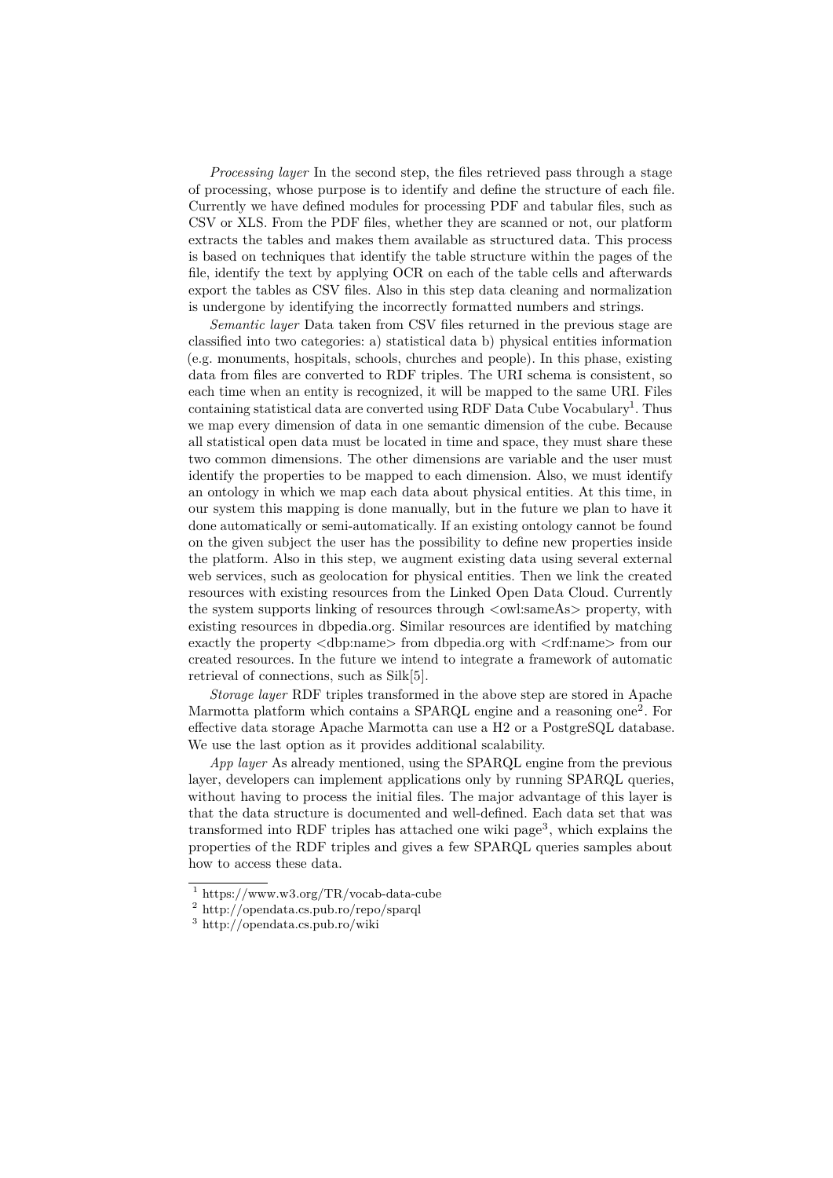*Processing layer* In the second step, the files retrieved pass through a stage of processing, whose purpose is to identify and define the structure of each file. Currently we have defined modules for processing PDF and tabular files, such as CSV or XLS. From the PDF files, whether they are scanned or not, our platform extracts the tables and makes them available as structured data. This process is based on techniques that identify the table structure within the pages of the file, identify the text by applying OCR on each of the table cells and afterwards export the tables as CSV files. Also in this step data cleaning and normalization is undergone by identifying the incorrectly formatted numbers and strings.

*Semantic layer* Data taken from CSV files returned in the previous stage are classified into two categories: a) statistical data b) physical entities information (e.g. monuments, hospitals, schools, churches and people). In this phase, existing data from files are converted to RDF triples. The URI schema is consistent, so each time when an entity is recognized, it will be mapped to the same URI. Files containing statistical data are converted using RDF Data Cube Vocabulary[1]. Thus we map every dimension of data in one semantic dimension of the cube. Because all statistical open data must be located in time and space, they must share these two common dimensions. The other dimensions are variable and the user must identify the properties to be mapped to each dimension. Also, we must identify an ontology in which we map each data about physical entities. At this time, in our system this mapping is done manually, but in the future we plan to have it done automatically or semi-automatically. If an existing ontology cannot be found on the given subject the user has the possibility to define new properties inside the platform. Also in this step, we augment existing data using several external web services, such as geolocation for physical entities. Then we link the created resources with existing resources from the Linked Open Data Cloud. Currently the system supports linking of resources through <owl:sameAs> property, with existing resources in dbpedia.org. Similar resources are identified by matching exactly the property <dbp:name> from dbpedia.org with <rdf:name> from our created resources. In the future we intend to integrate a framework of automatic retrieval of connections, such as Silk[5].

*Storage layer* RDF triples transformed in the above step are stored in Apache Marmotta platform which contains a SPARQL engine and a reasoning one[2]. For effective data storage Apache Marmotta can use a H2 or a PostgreSQL database. We use the last option as it provides additional scalability.

*App layer* As already mentioned, using the SPARQL engine from the previous layer, developers can implement applications only by running SPARQL queries, without having to process the initial files. The major advantage of this layer is that the data structure is documented and well-defined. Each data set that was transformed into RDF triples has attached one wiki page[3], which explains the properties of the RDF triples and gives a few SPARQL queries samples about how to access these data.

---

[1] https://www.w3.org/TR/vocab-data-cube

[2] http://opendata.cs.pub.ro/repo/sparql

[3] http://opendata.cs.pub.ro/wiki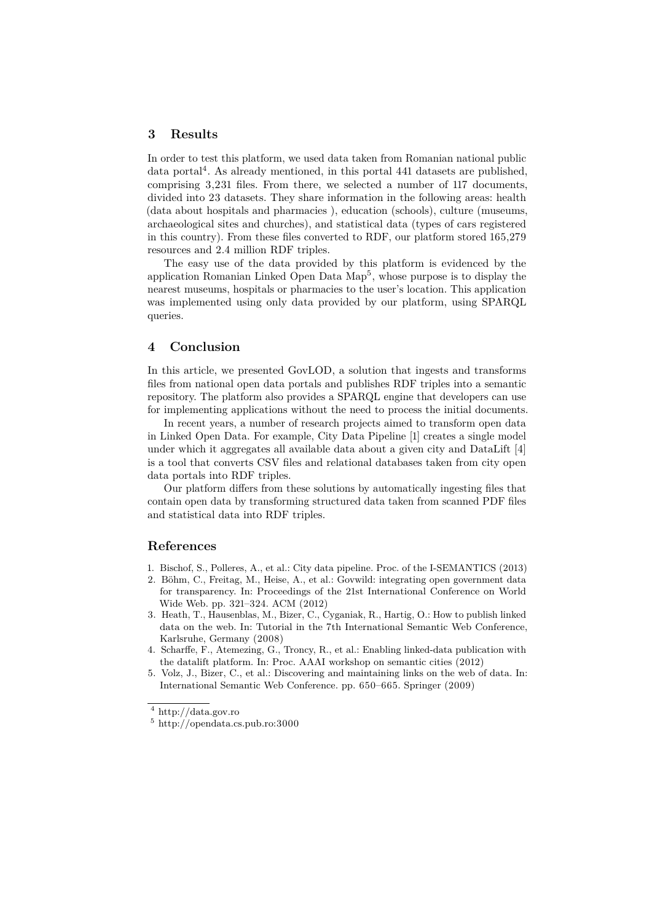## 3 Results

In order to test this platform, we used data taken from Romanian national public data portal[4]. As already mentioned, in this portal 441 datasets are published, comprising 3,231 files. From there, we selected a number of 117 documents, divided into 23 datasets. They share information in the following areas: health (data about hospitals and pharmacies ), education (schools), culture (museums, archaeological sites and churches), and statistical data (types of cars registered in this country). From these files converted to RDF, our platform stored 165,279 resources and 2.4 million RDF triples.

The easy use of the data provided by this platform is evidenced by the application Romanian Linked Open Data Map[5], whose purpose is to display the nearest museums, hospitals or pharmacies to the user's location. This application was implemented using only data provided by our platform, using SPARQL queries.

## 4 Conclusion

In this article, we presented GovLOD, a solution that ingests and transforms files from national open data portals and publishes RDF triples into a semantic repository. The platform also provides a SPARQL engine that developers can use for implementing applications without the need to process the initial documents.

In recent years, a number of research projects aimed to transform open data in Linked Open Data. For example, City Data Pipeline [1] creates a single model under which it aggregates all available data about a given city and DataLift [4] is a tool that converts CSV files and relational databases taken from city open data portals into RDF triples.

Our platform differs from these solutions by automatically ingesting files that contain open data by transforming structured data taken from scanned PDF files and statistical data into RDF triples.

## References

1. Bischof, S., Polleres, A., et al.: City data pipeline. Proc. of the I-SEMANTICS (2013)
2. Böhm, C., Freitag, M., Heise, A., et al.: Govwild: integrating open government data for transparency. In: Proceedings of the 21st International Conference on World Wide Web. pp. 321–324. ACM (2012)
3. Heath, T., Hausenblas, M., Bizer, C., Cyganiak, R., Hartig, O.: How to publish linked data on the web. In: Tutorial in the 7th International Semantic Web Conference, Karlsruhe, Germany (2008)
4. Scharffe, F., Atemezing, G., Troncy, R., et al.: Enabling linked-data publication with the datalift platform. In: Proc. AAAI workshop on semantic cities (2012)
5. Volz, J., Bizer, C., et al.: Discovering and maintaining links on the web of data. In: International Semantic Web Conference. pp. 650–665. Springer (2009)

---

[4] http://data.gov.ro

[5] http://opendata.cs.pub.ro:3000